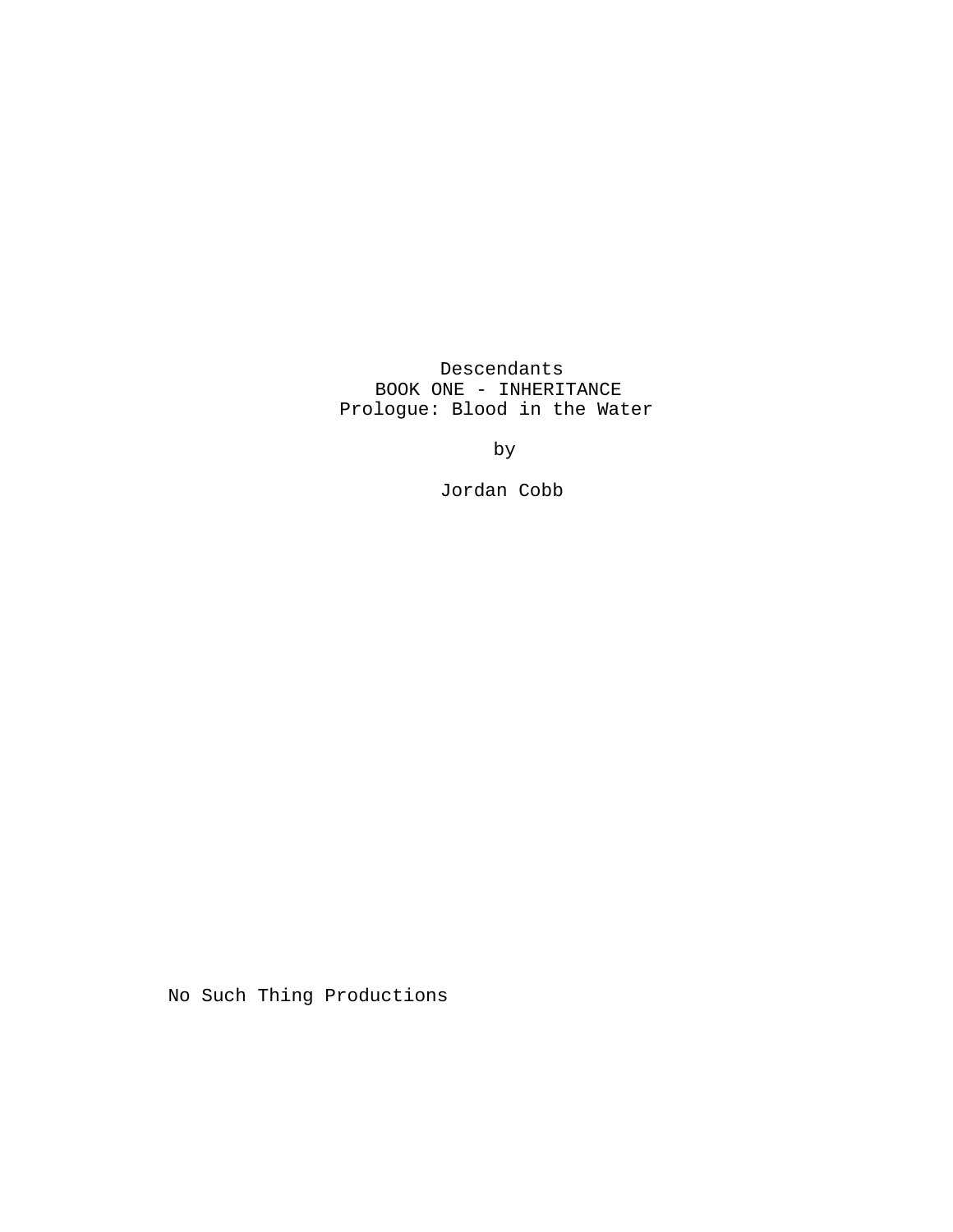Descendants

BOOK ONE - INHERITANCE

Prologue: Blood in the Water

by

Jordan Cobb

No Such Thing Productions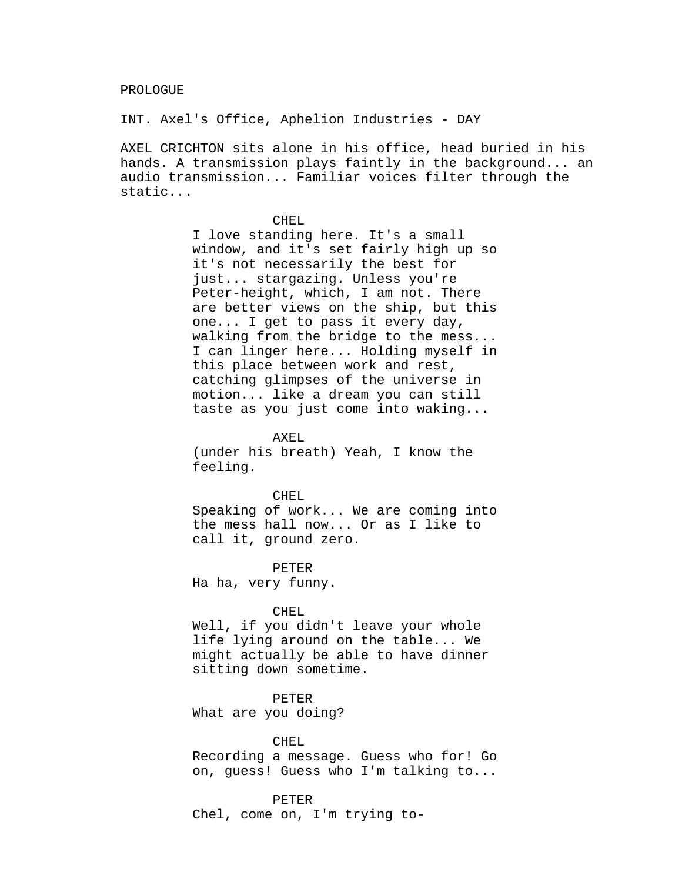PROLOGUE

INT. Axel's Office, Aphelion Industries - DAY

AXEL CRICHTON sits alone in his office, head buried in his hands. A transmission plays faintly in the background... an audio transmission... Familiar voices filter through the static...

CHEL

I love standing here. It's a small window, and it's set fairly high up so it's not necessarily the best for just... stargazing. Unless you're Peter-height, which, I am not. There are better views on the ship, but this one... I get to pass it every day, walking from the bridge to the mess... I can linger here... Holding myself in this place between work and rest, catching glimpses of the universe in motion... like a dream you can still taste as you just come into waking...

AXEL

(under his breath) Yeah, I know the feeling.

CHEL

Speaking of work... We are coming into the mess hall now... Or as I like to call it, ground zero.

PETER

Ha ha, very funny.

CHEL

Well, if you didn't leave your whole life lying around on the table... We might actually be able to have dinner sitting down sometime.

PETER

What are you doing?

CHEL

Recording a message. Guess who for! Go on, guess! Guess who I'm talking to...

PETER

Chel, come on, I'm trying to-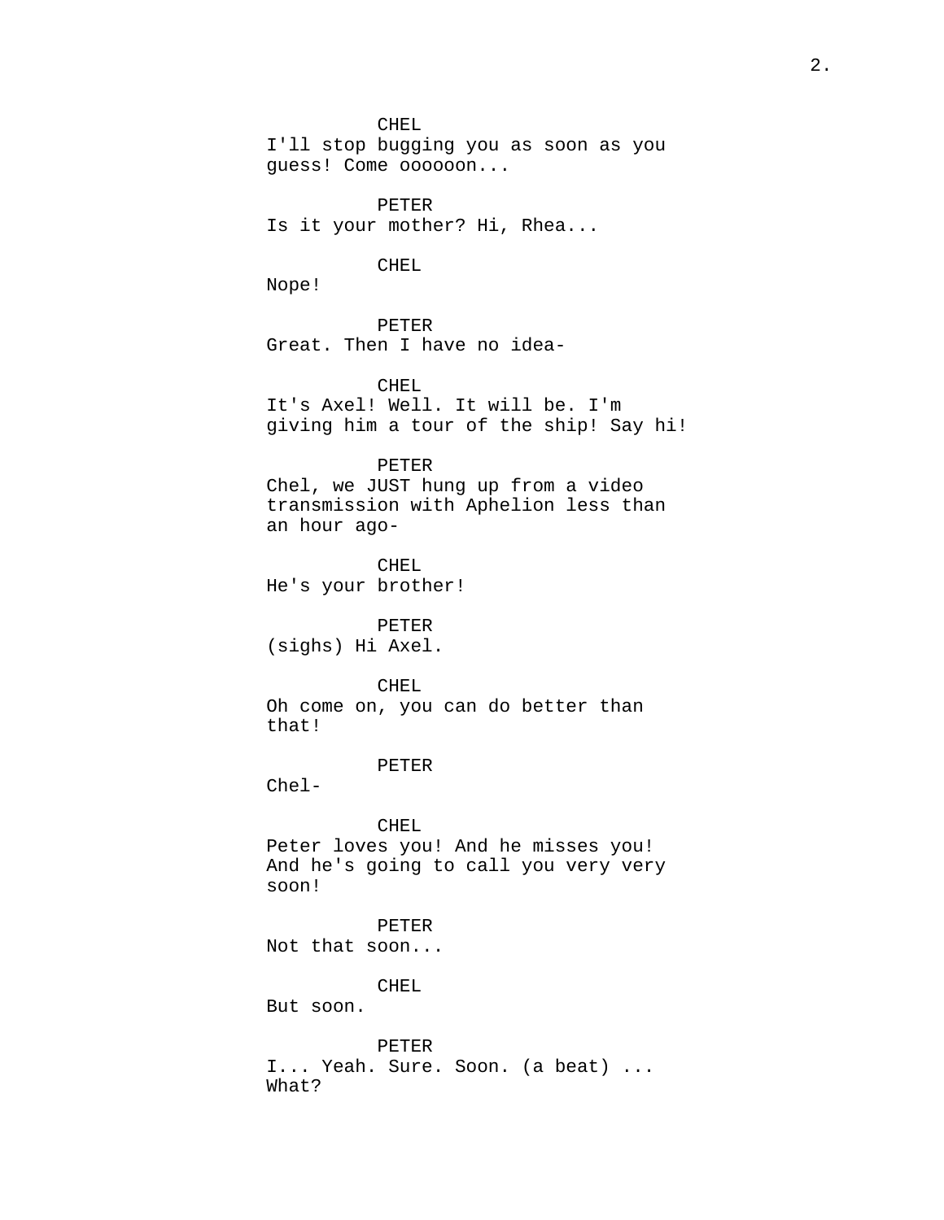CHEL
I'll stop bugging you as soon as you guess! Come oooooon...

PETER
Is it your mother? Hi, Rhea...

CHEL
Nope!

PETER
Great. Then I have no idea-

CHEL
It's Axel! Well. It will be. I'm giving him a tour of the ship! Say hi!

PETER
Chel, we JUST hung up from a video transmission with Aphelion less than an hour ago-

CHEL
He's your brother!

PETER
(sighs) Hi Axel.

CHEL
Oh come on, you can do better than that!

PETER
Chel-

CHEL
Peter loves you! And he misses you! And he's going to call you very very soon!

PETER
Not that soon...

CHEL
But soon.

PETER
I... Yeah. Sure. Soon. (a beat) ... What?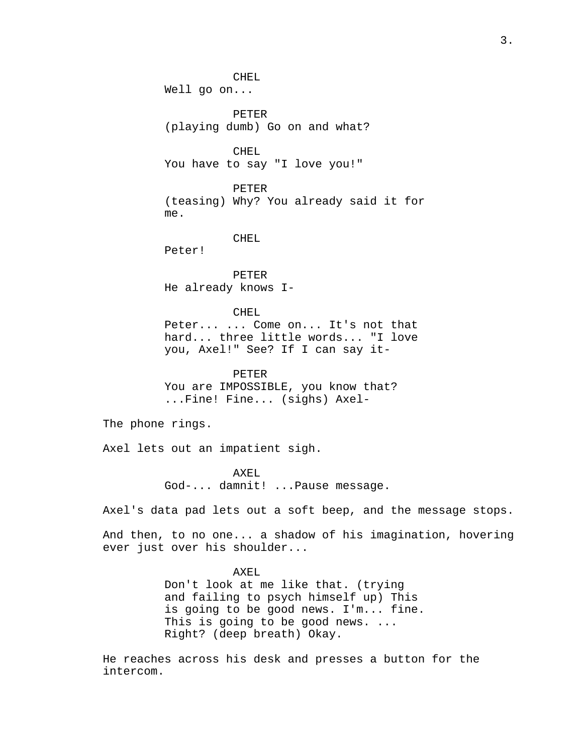CHEL
Well go on...

PETER
(playing dumb) Go on and what?

CHEL
You have to say "I love you!"

PETER
(teasing) Why? You already said it for me.

CHEL
Peter!

PETER
He already knows I-

CHEL
Peter... ... Come on... It's not that hard... three little words... "I love you, Axel!" See? If I can say it-

PETER
You are IMPOSSIBLE, you know that? ...Fine! Fine... (sighs) Axel-

The phone rings.

Axel lets out an impatient sigh.

AXEL
God-... damnit! ...Pause message.

Axel's data pad lets out a soft beep, and the message stops.

And then, to no one... a shadow of his imagination, hovering ever just over his shoulder...

AXEL
Don't look at me like that. (trying and failing to psych himself up) This is going to be good news. I'm... fine. This is going to be good news. ... Right? (deep breath) Okay.

He reaches across his desk and presses a button for the intercom.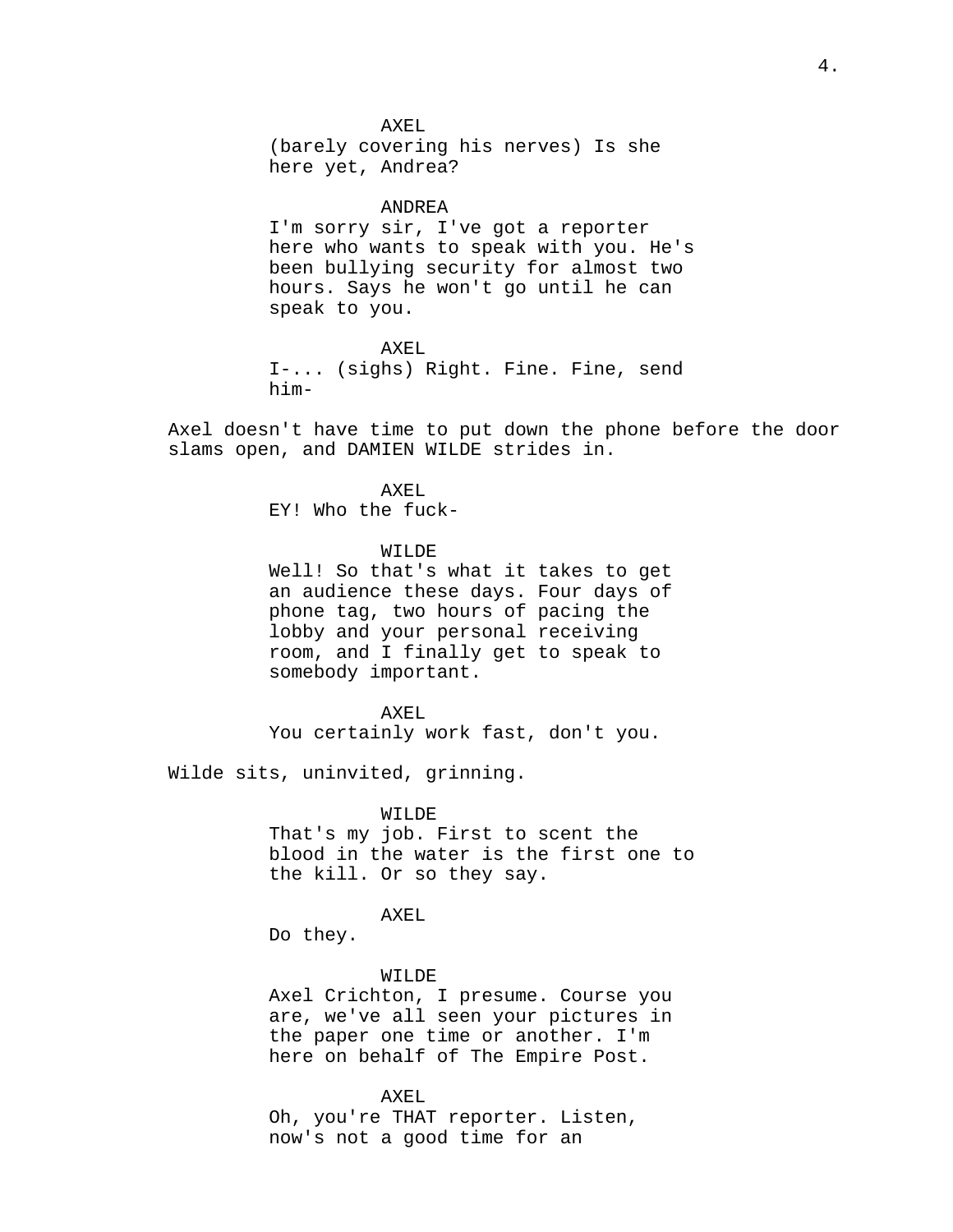AXEL

(barely covering his nerves) Is she here yet, Andrea?

ANDREA

I'm sorry sir, I've got a reporter here who wants to speak with you. He's been bullying security for almost two hours. Says he won't go until he can speak to you.

AXEL

I-... (sighs) Right. Fine. Fine, send him-

Axel doesn't have time to put down the phone before the door slams open, and DAMIEN WILDE strides in.

AXEL

EY! Who the fuck-

WILDE

Well! So that's what it takes to get an audience these days. Four days of phone tag, two hours of pacing the lobby and your personal receiving room, and I finally get to speak to somebody important.

AXEL

You certainly work fast, don't you.

Wilde sits, uninvited, grinning.

WILDE

That's my job. First to scent the blood in the water is the first one to the kill. Or so they say.

AXEL

Do they.

WILDE

Axel Crichton, I presume. Course you are, we've all seen your pictures in the paper one time or another. I'm here on behalf of The Empire Post.

AXEL

Oh, you're THAT reporter. Listen, now's not a good time for an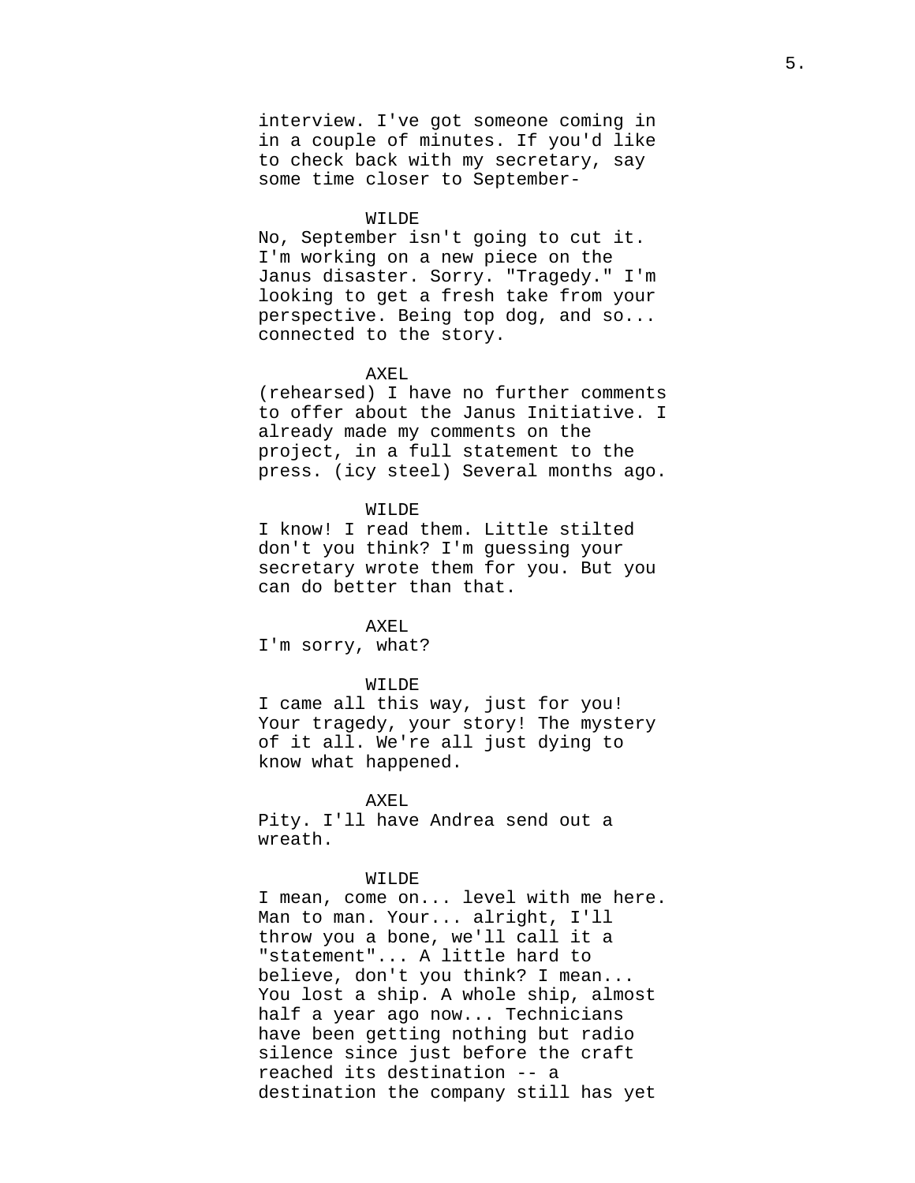interview. I've got someone coming in in a couple of minutes. If you'd like to check back with my secretary, say some time closer to September-

WILDE

No, September isn't going to cut it. I'm working on a new piece on the Janus disaster. Sorry. "Tragedy." I'm looking to get a fresh take from your perspective. Being top dog, and so... connected to the story.

AXEL

(rehearsed) I have no further comments to offer about the Janus Initiative. I already made my comments on the project, in a full statement to the press. (icy steel) Several months ago.

WILDE

I know! I read them. Little stilted don't you think? I'm guessing your secretary wrote them for you. But you can do better than that.

AXEL

I'm sorry, what?

WILDE

I came all this way, just for you! Your tragedy, your story! The mystery of it all. We're all just dying to know what happened.

AXEL

Pity. I'll have Andrea send out a wreath.

WILDE

I mean, come on... level with me here. Man to man. Your... alright, I'll throw you a bone, we'll call it a "statement"... A little hard to believe, don't you think? I mean... You lost a ship. A whole ship, almost half a year ago now... Technicians have been getting nothing but radio silence since just before the craft reached its destination -- a destination the company still has yet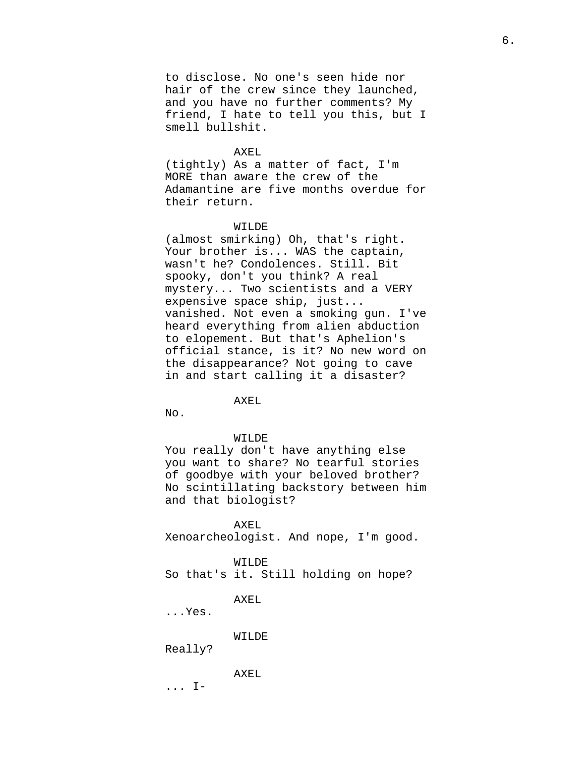to disclose. No one's seen hide nor hair of the crew since they launched, and you have no further comments? My friend, I hate to tell you this, but I smell bullshit.

AXEL

(tightly) As a matter of fact, I'm MORE than aware the crew of the Adamantine are five months overdue for their return.

WILDE

(almost smirking) Oh, that's right. Your brother is... WAS the captain, wasn't he? Condolences. Still. Bit spooky, don't you think? A real mystery... Two scientists and a VERY expensive space ship, just... vanished. Not even a smoking gun. I've heard everything from alien abduction to elopement. But that's Aphelion's official stance, is it? No new word on the disappearance? Not going to cave in and start calling it a disaster?

AXEL

No.

WILDE

You really don't have anything else you want to share? No tearful stories of goodbye with your beloved brother? No scintillating backstory between him and that biologist?

AXEL

Xenoarcheologist. And nope, I'm good.

WILDE

So that's it. Still holding on hope?

AXEL

...Yes.

WILDE

Really?

AXEL

... I-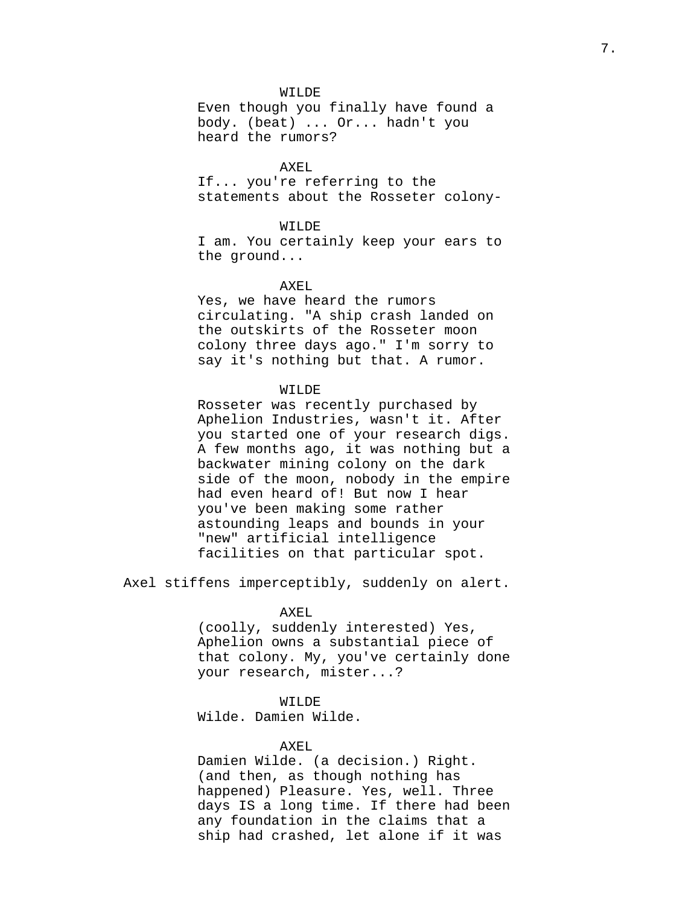WILDE
Even though you finally have found a body. (beat) ... Or... hadn't you heard the rumors?

AXEL
If... you're referring to the statements about the Rosseter colony-

WILDE
I am. You certainly keep your ears to the ground...

AXEL
Yes, we have heard the rumors circulating. "A ship crash landed on the outskirts of the Rosseter moon colony three days ago." I'm sorry to say it's nothing but that. A rumor.

WILDE
Rosseter was recently purchased by Aphelion Industries, wasn't it. After you started one of your research digs. A few months ago, it was nothing but a backwater mining colony on the dark side of the moon, nobody in the empire had even heard of! But now I hear you've been making some rather astounding leaps and bounds in your "new" artificial intelligence facilities on that particular spot.

Axel stiffens imperceptibly, suddenly on alert.

AXEL
(coolly, suddenly interested) Yes, Aphelion owns a substantial piece of that colony. My, you've certainly done your research, mister...?

WILDE
Wilde. Damien Wilde.

AXEL
Damien Wilde. (a decision.) Right. (and then, as though nothing has happened) Pleasure. Yes, well. Three days IS a long time. If there had been any foundation in the claims that a ship had crashed, let alone if it was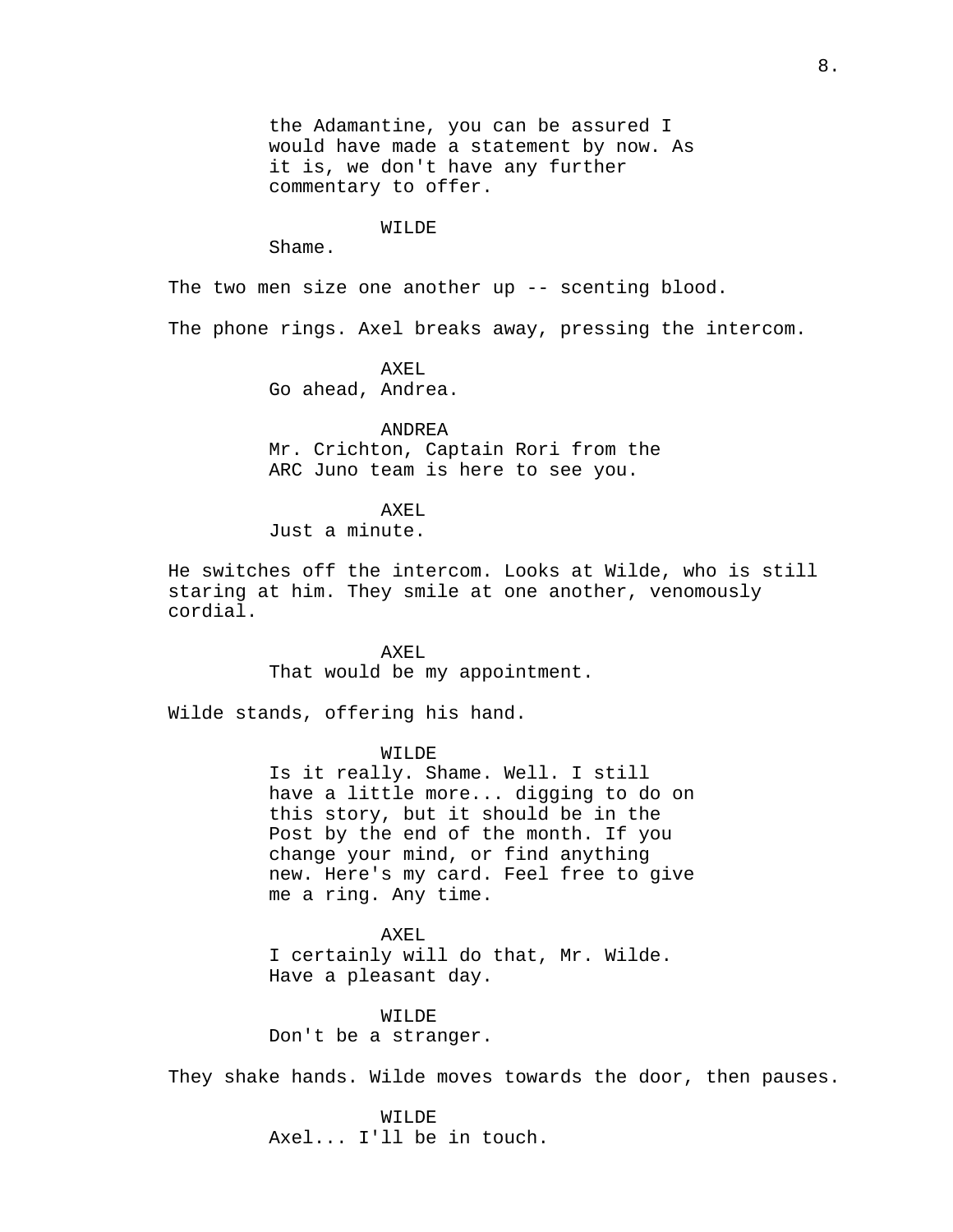the Adamantine, you can be assured I would have made a statement by now. As it is, we don't have any further commentary to offer.

WILDE

Shame.

The two men size one another up -- scenting blood.

The phone rings. Axel breaks away, pressing the intercom.

AXEL

Go ahead, Andrea.

ANDREA

Mr. Crichton, Captain Rori from the ARC Juno team is here to see you.

AXEL

Just a minute.

He switches off the intercom. Looks at Wilde, who is still staring at him. They smile at one another, venomously cordial.

AXEL

That would be my appointment.

Wilde stands, offering his hand.

WILDE

Is it really. Shame. Well. I still have a little more... digging to do on this story, but it should be in the Post by the end of the month. If you change your mind, or find anything new. Here's my card. Feel free to give me a ring. Any time.

AXEL

I certainly will do that, Mr. Wilde. Have a pleasant day.

WILDE

Don't be a stranger.

They shake hands. Wilde moves towards the door, then pauses.

WILDE

Axel... I'll be in touch.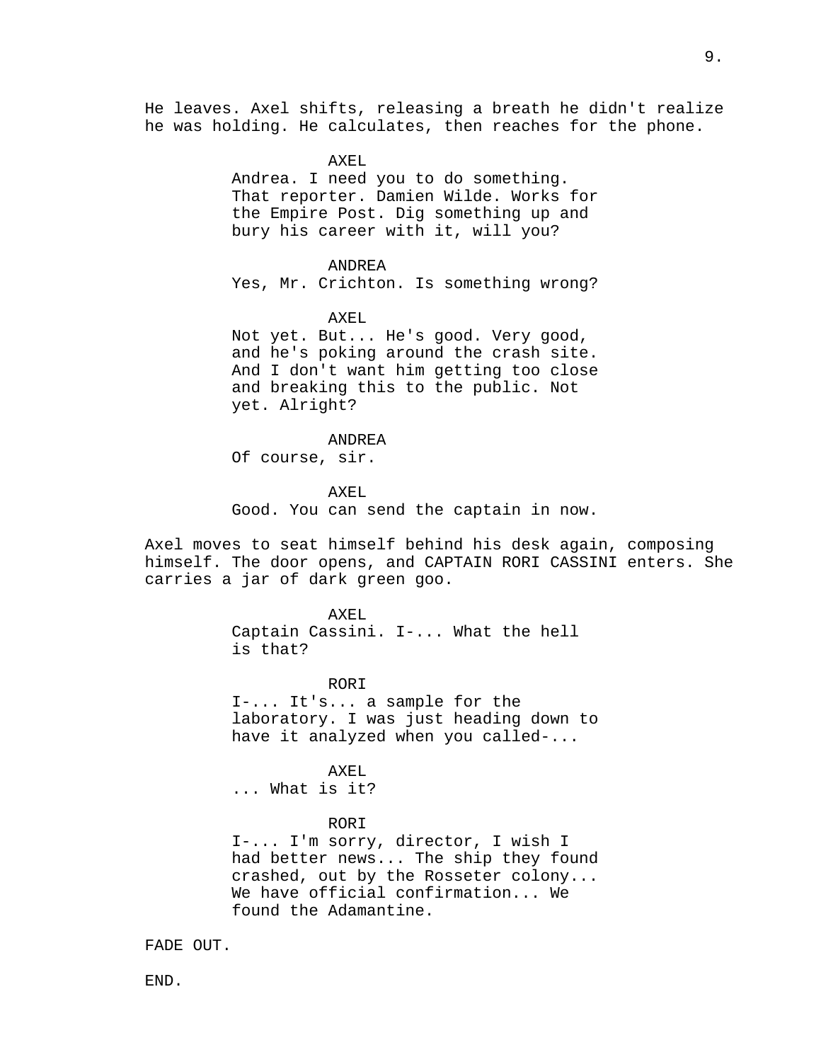He leaves. Axel shifts, releasing a breath he didn't realize he was holding. He calculates, then reaches for the phone.

AXEL
Andrea. I need you to do something. That reporter. Damien Wilde. Works for the Empire Post. Dig something up and bury his career with it, will you?

ANDREA
Yes, Mr. Crichton. Is something wrong?

AXEL
Not yet. But... He's good. Very good, and he's poking around the crash site. And I don't want him getting too close and breaking this to the public. Not yet. Alright?

ANDREA
Of course, sir.

AXEL
Good. You can send the captain in now.

Axel moves to seat himself behind his desk again, composing himself. The door opens, and CAPTAIN RORI CASSINI enters. She carries a jar of dark green goo.

AXEL
Captain Cassini. I-... What the hell is that?

RORI
I-... It's... a sample for the laboratory. I was just heading down to have it analyzed when you called-...

AXEL
... What is it?

RORI
I-... I'm sorry, director, I wish I had better news... The ship they found crashed, out by the Rosseter colony... We have official confirmation... We found the Adamantine.

FADE OUT.

END.